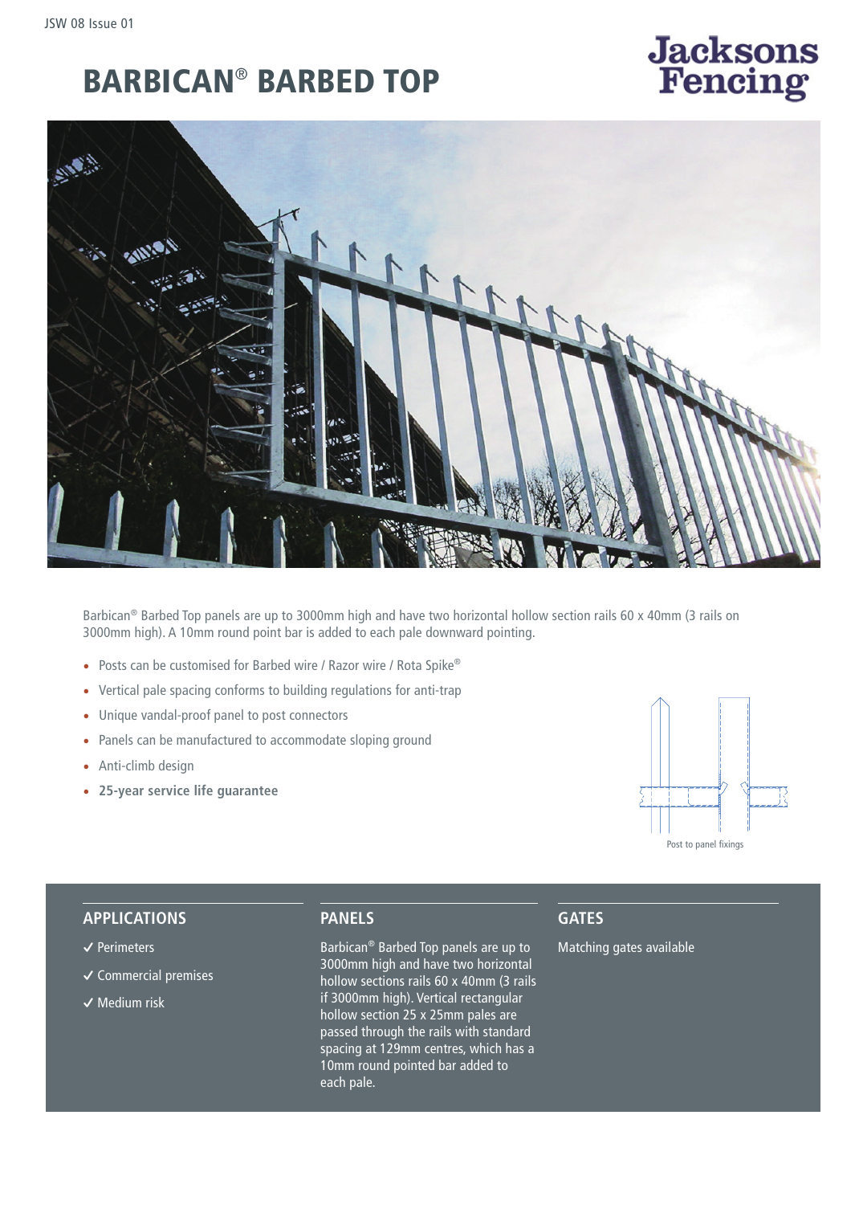# BARBICAN® BARBED TOP

Jacksons Fencing

Barbican® Barbed Top panels are up to 3000mm high and have two horizontal hollow section rails 60 x 40mm (3 rails on 3000mm high). A 10mm round point bar is added to each pale downward pointing.

- Posts can be customised for Barbed wire / Razor wire / Rota Spike®
- Vertical pale spacing conforms to building regulations for anti-trap
- Unique vandal-proof panel to post connectors
- Panels can be manufactured to accommodate sloping ground
- Anti-climb design
- **25-year service life guarantee**

Post to panel fixings

## APPLICATIONS

✓ Perimeters

✓ Commercial premises

✓ Medium risk

## PANELS

Barbican® Barbed Top panels are up to 3000mm high and have two horizontal hollow sections rails 60 x 40mm (3 rails if 3000mm high). Vertical rectangular hollow section 25 x 25mm pales are passed through the rails with standard spacing at 129mm centres, which has a 10mm round pointed bar added to each pale.

## GATES

Matching gates available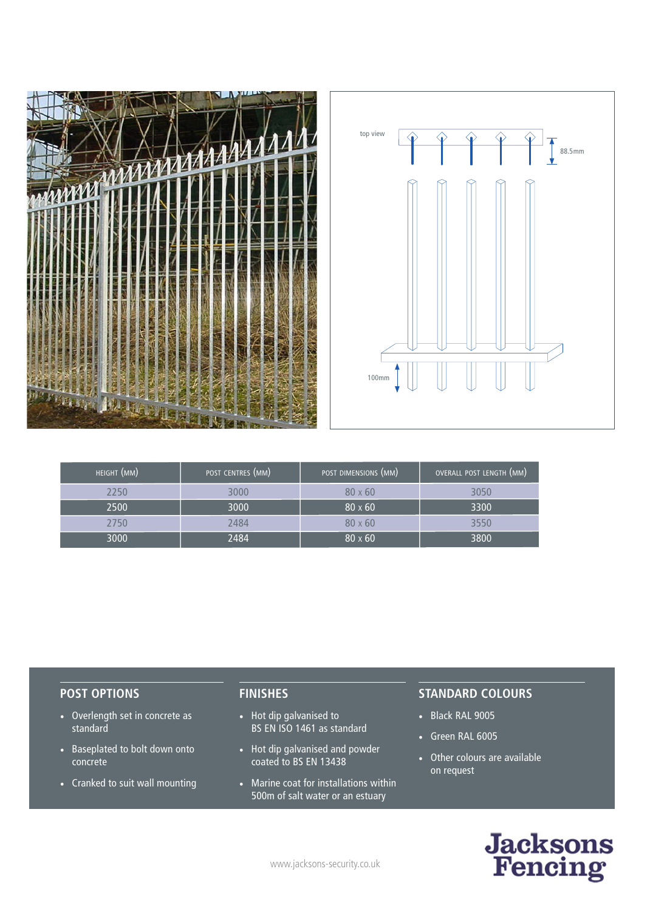top view

88.5mm

100mm

| HEIGHT (MM) | POST CENTRES (MM) | POST DIMENSIONS (MM) | OVERALL POST LENGTH (MM) |
|---|---|---|---|
| 2250 | 3000 | 80 x 60 | 3050 |
| 2500 | 3000 | 80 x 60 | 3300 |
| 2750 | 2484 | 80 x 60 | 3550 |
| 3000 | 2484 | 80 x 60 | 3800 |

## POST OPTIONS

- Overlength set in concrete as standard
- Baseplated to bolt down onto concrete
- Cranked to suit wall mounting

## FINISHES

- Hot dip galvanised to BS EN ISO 1461 as standard
- Hot dip galvanised and powder coated to BS EN 13438
- Marine coat for installations within 500m of salt water or an estuary

## STANDARD COLOURS

- Black RAL 9005
- Green RAL 6005
- Other colours are available on request

www.jacksons-security.co.uk

Jacksons Fencing